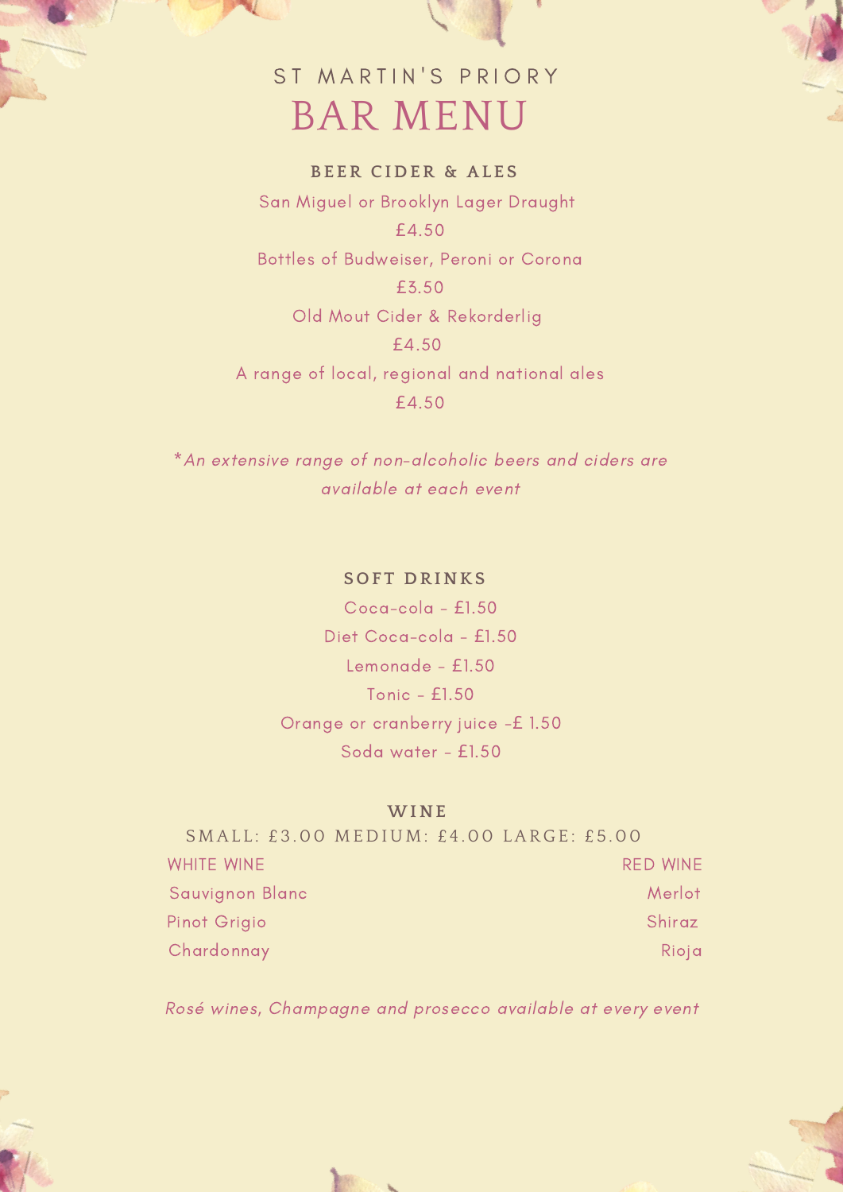# ST MARTIN'S PRIORY

## BAR MENU

### BEER CIDER & ALES

San Miguel or Brooklyn Lager Draught

£4.50

Bottles of Budweiser, Peroni or Corona

£3.50

Old Mout Cider & Rekorderlig

£4.50

A range of local, regional and national ales

£4.50

**An extensive range of non-alcoholic beers and ciders are available at each event*

### SOFT DRINKS

Coca-cola - £1.50

Diet Coca-cola - £1.50

Lemonade - £1.50

Tonic - £1.50

Orange or cranberry juice -£ 1.50

Soda water - £1.50

### WINE

SMALL: £3.00 MEDIUM: £4.00 LARGE: £5.00

| WHITE WINE | RED WINE |
|---|---|
| Sauvignon Blanc | Merlot |
| Pinot Grigio | Shiraz |
| Chardonnay | Rioja |

*Rosé wines, Champagne and prosecco available at every event*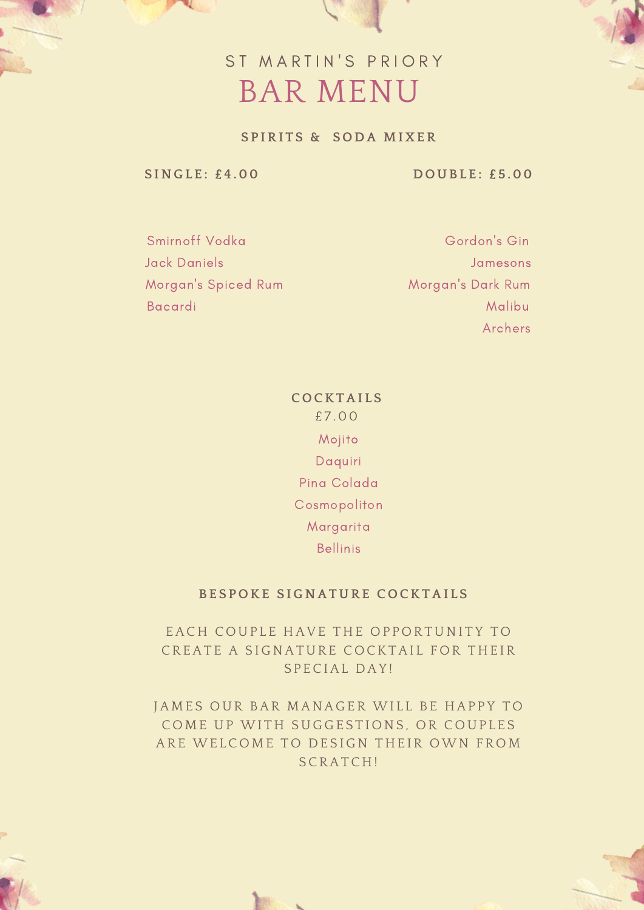ST MARTIN'S PRIORY

# BAR MENU

## SPIRITS & SODA MIXER

**SINGLE: £4.00**

**DOUBLE: £5.00**

Smirnoff Vodka
Jack Daniels
Morgan's Spiced Rum
Bacardi

Gordon's Gin
Jamesons
Morgan's Dark Rum
Malibu
Archers

## COCKTAILS

£7.00

Mojito
Daquiri
Pina Colada
Cosmopoliton
Margarita
Bellinis

## BESPOKE SIGNATURE COCKTAILS

EACH COUPLE HAVE THE OPPORTUNITY TO CREATE A SIGNATURE COCKTAIL FOR THEIR SPECIAL DAY!

JAMES OUR BAR MANAGER WILL BE HAPPY TO COME UP WITH SUGGESTIONS, OR COUPLES ARE WELCOME TO DESIGN THEIR OWN FROM SCRATCH!